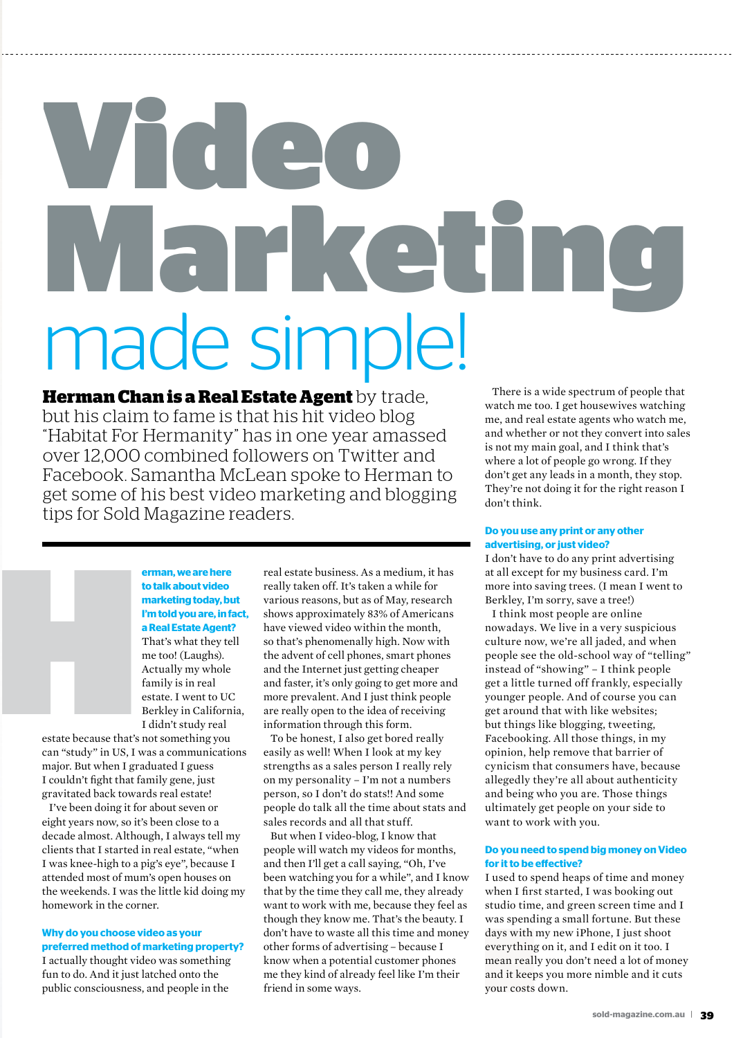# Video Marketing

## made simple!

**Herman Chan is a Real Estate Agent** by trade, but his claim to fame is that his hit video blog "Habitat For Hermanity" has in one year amassed over 12,000 combined followers on Twitter and Facebook. Samantha McLean spoke to Herman to get some of his best video marketing and blogging tips for Sold Magazine readers.

**Herman, we are here to talk about video marketing today, but I'm told you are, in fact, a Real Estate Agent?**

That's what they tell me too! (Laughs). Actually my whole family is in real estate. I went to UC Berkley in California, I didn't study real estate because that's not something you can "study" in US, I was a communications major. But when I graduated I guess I couldn't fight that family gene, just gravitated back towards real estate!

I've been doing it for about seven or eight years now, so it's been close to a decade almost. Although, I always tell my clients that I started in real estate, "when I was knee-high to a pig's eye", because I attended most of mum's open houses on the weekends. I was the little kid doing my homework in the corner.

**Why do you choose video as your preferred method of marketing property?**

I actually thought video was something fun to do. And it just latched onto the public consciousness, and people in the real estate business. As a medium, it has really taken off. It's taken a while for various reasons, but as of May, research shows approximately 83% of Americans have viewed video within the month, so that's phenomenally high. Now with the advent of cell phones, smart phones and the Internet just getting cheaper and faster, it's only going to get more and more prevalent. And I just think people are really open to the idea of receiving information through this form.

To be honest, I also get bored really easily as well! When I look at my key strengths as a sales person I really rely on my personality – I'm not a numbers person, so I don't do stats!! And some people do talk all the time about stats and sales records and all that stuff.

But when I video-blog, I know that people will watch my videos for months, and then I'll get a call saying, "Oh, I've been watching you for a while", and I know that by the time they call me, they already want to work with me, because they feel as though they know me. That's the beauty. I don't have to waste all this time and money other forms of advertising – because I know when a potential customer phones me they kind of already feel like I'm their friend in some ways.

There is a wide spectrum of people that watch me too. I get housewives watching me, and real estate agents who watch me, and whether or not they convert into sales is not my main goal, and I think that's where a lot of people go wrong. If they don't get any leads in a month, they stop. They're not doing it for the right reason I don't think.

**Do you use any print or any other advertising, or just video?**

I don't have to do any print advertising at all except for my business card. I'm more into saving trees. (I mean I went to Berkley, I'm sorry, save a tree!)

I think most people are online nowadays. We live in a very suspicious culture now, we're all jaded, and when people see the old-school way of "telling" instead of "showing" – I think people get a little turned off frankly, especially younger people. And of course you can get around that with like websites; but things like blogging, tweeting, Facebooking. All those things, in my opinion, help remove that barrier of cynicism that consumers have, because allegedly they're all about authenticity and being who you are. Those things ultimately get people on your side to want to work with you.

**Do you need to spend big money on Video for it to be effective?**

I used to spend heaps of time and money when I first started, I was booking out studio time, and green screen time and I was spending a small fortune. But these days with my new iPhone, I just shoot everything on it, and I edit on it too. I mean really you don't need a lot of money and it keeps you more nimble and it cuts your costs down.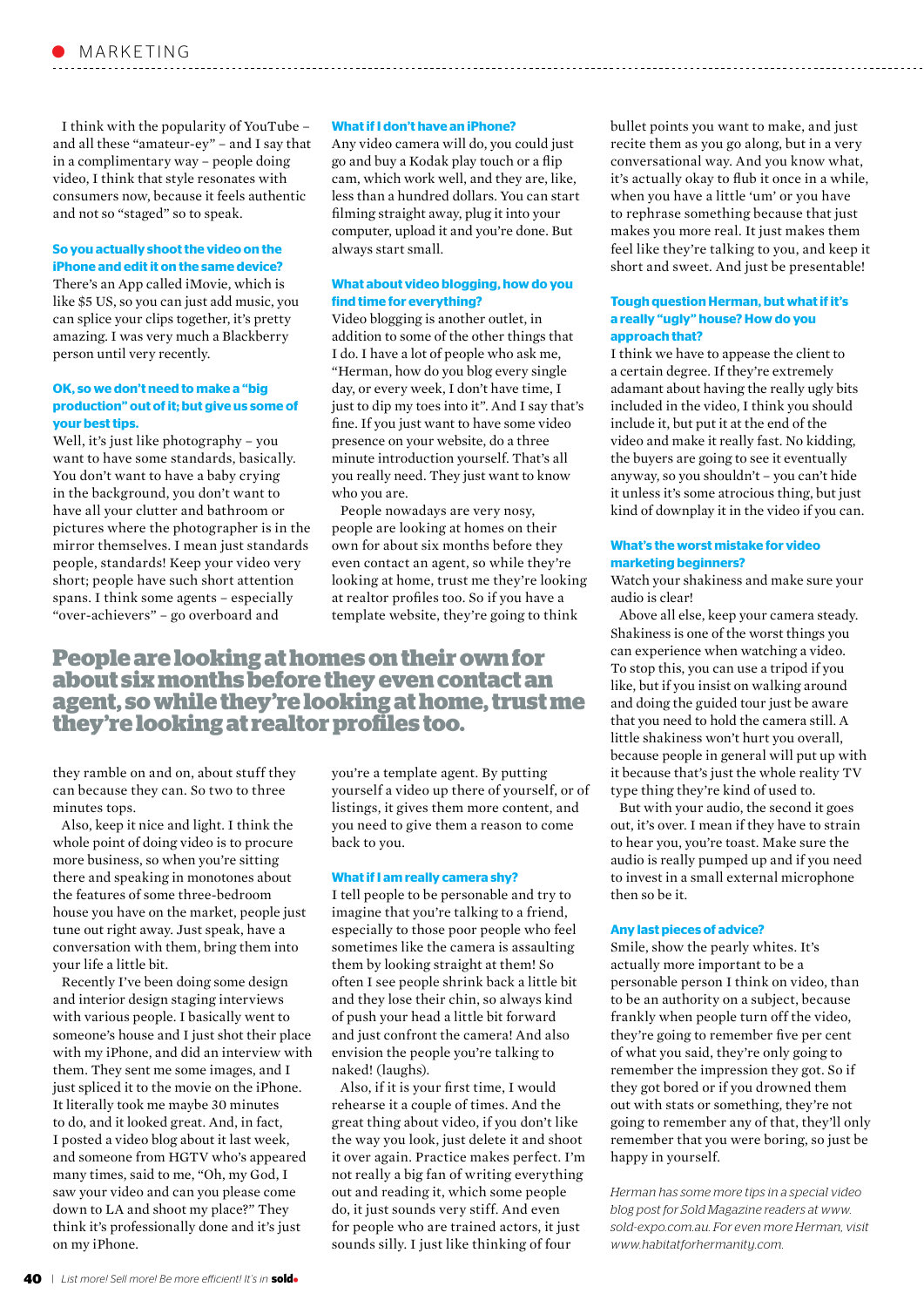I think with the popularity of YouTube – and all these "amateur-ey" – and I say that in a complimentary way – people doing video, I think that style resonates with consumers now, because it feels authentic and not so "staged" so to speak.

**So you actually shoot the video on the iPhone and edit it on the same device?**

There's an App called iMovie, which is like $5 US, so you can just add music, you can splice your clips together, it's pretty amazing. I was very much a Blackberry person until very recently.

**OK, so we don't need to make a "big production" out of it; but give us some of your best tips.**

Well, it's just like photography – you want to have some standards, basically. You don't want to have a baby crying in the background, you don't want to have all your clutter and bathroom or pictures where the photographer is in the mirror themselves. I mean just standards people, standards! Keep your video very short; people have such short attention spans. I think some agents – especially "over-achievers" – go overboard and they ramble on and on, about stuff they can because they can. So two to three minutes tops.

Also, keep it nice and light. I think the whole point of doing video is to procure more business, so when you're sitting there and speaking in monotones about the features of some three-bedroom house you have on the market, people just tune out right away. Just speak, have a conversation with them, bring them into your life a little bit.

Recently I've been doing some design and interior design staging interviews with various people. I basically went to someone's house and I just shot their place with my iPhone, and did an interview with them. They sent me some images, and I just spliced it to the movie on the iPhone. It literally took me maybe 30 minutes to do, and it looked great. And, in fact, I posted a video blog about it last week, and someone from HGTV who's appeared many times, said to me, "Oh, my God, I saw your video and can you please come down to LA and shoot my place?" They think it's professionally done and it's just on my iPhone.

**What if I don't have an iPhone?**

Any video camera will do, you could just go and buy a Kodak play touch or a flip cam, which work well, and they are, like, less than a hundred dollars. You can start filming straight away, plug it into your computer, upload it and you're done. But always start small.

**What about video blogging, how do you find time for everything?**

Video blogging is another outlet, in addition to some of the other things that I do. I have a lot of people who ask me, "Herman, how do you blog every single day, or every week, I don't have time, I just to dip my toes into it". And I say that's fine. If you just want to have some video presence on your website, do a three minute introduction yourself. That's all you really need. They just want to know who you are.

People nowadays are very nosy, people are looking at homes on their own for about six months before they even contact an agent, so while they're looking at home, trust me they're looking at realtor profiles too. So if you have a template website, they're going to think you're a template agent. By putting yourself a video up there of yourself, or of listings, it gives them more content, and you need to give them a reason to come back to you.

> **People are looking at homes on their own for about six months before they even contact an agent, so while they're looking at home, trust me they're looking at realtor profiles too.**

**What if I am really camera shy?**

I tell people to be personable and try to imagine that you're talking to a friend, especially to those poor people who feel sometimes like the camera is assaulting them by looking straight at them! So often I see people shrink back a little bit and they lose their chin, so always kind of push your head a little bit forward and just confront the camera! And also envision the people you're talking to naked! (laughs).

Also, if it is your first time, I would rehearse it a couple of times. And the great thing about video, if you don't like the way you look, just delete it and shoot it over again. Practice makes perfect. I'm not really a big fan of writing everything out and reading it, which some people do, it just sounds very stiff. And even for people who are trained actors, it just sounds silly. I just like thinking of four bullet points you want to make, and just recite them as you go along, but in a very conversational way. And you know what, it's actually okay to flub it once in a while, when you have a little 'um' or you have to rephrase something because that just makes you more real. It just makes them feel like they're talking to you, and keep it short and sweet. And just be presentable!

**Tough question Herman, but what if it's a really "ugly" house? How do you approach that?**

I think we have to appease the client to a certain degree. If they're extremely adamant about having the really ugly bits included in the video, I think you should include it, but put it at the end of the video and make it really fast. No kidding, the buyers are going to see it eventually anyway, so you shouldn't – you can't hide it unless it's some atrocious thing, but just kind of downplay it in the video if you can.

**What's the worst mistake for video marketing beginners?**

Watch your shakiness and make sure your audio is clear!

Above all else, keep your camera steady. Shakiness is one of the worst things you can experience when watching a video. To stop this, you can use a tripod if you like, but if you insist on walking around and doing the guided tour just be aware that you need to hold the camera still. A little shakiness won't hurt you overall, because people in general will put up with it because that's just the whole reality TV type thing they're kind of used to.

But with your audio, the second it goes out, it's over. I mean if they have to strain to hear you, you're toast. Make sure the audio is really pumped up and if you need to invest in a small external microphone then so be it.

**Any last pieces of advice?**

Smile, show the pearly whites. It's actually more important to be a personable person I think on video, than to be an authority on a subject, because frankly when people turn off the video, they're going to remember five per cent of what you said, they're only going to remember the impression they got. So if they got bored or if you drowned them out with stats or something, they're not going to remember any of that, they'll only remember that you were boring, so just be happy in yourself.

*Herman has some more tips in a special video blog post for Sold Magazine readers at www.sold-expo.com.au. For even more Herman, visit www.habitatforhermanity.com.*